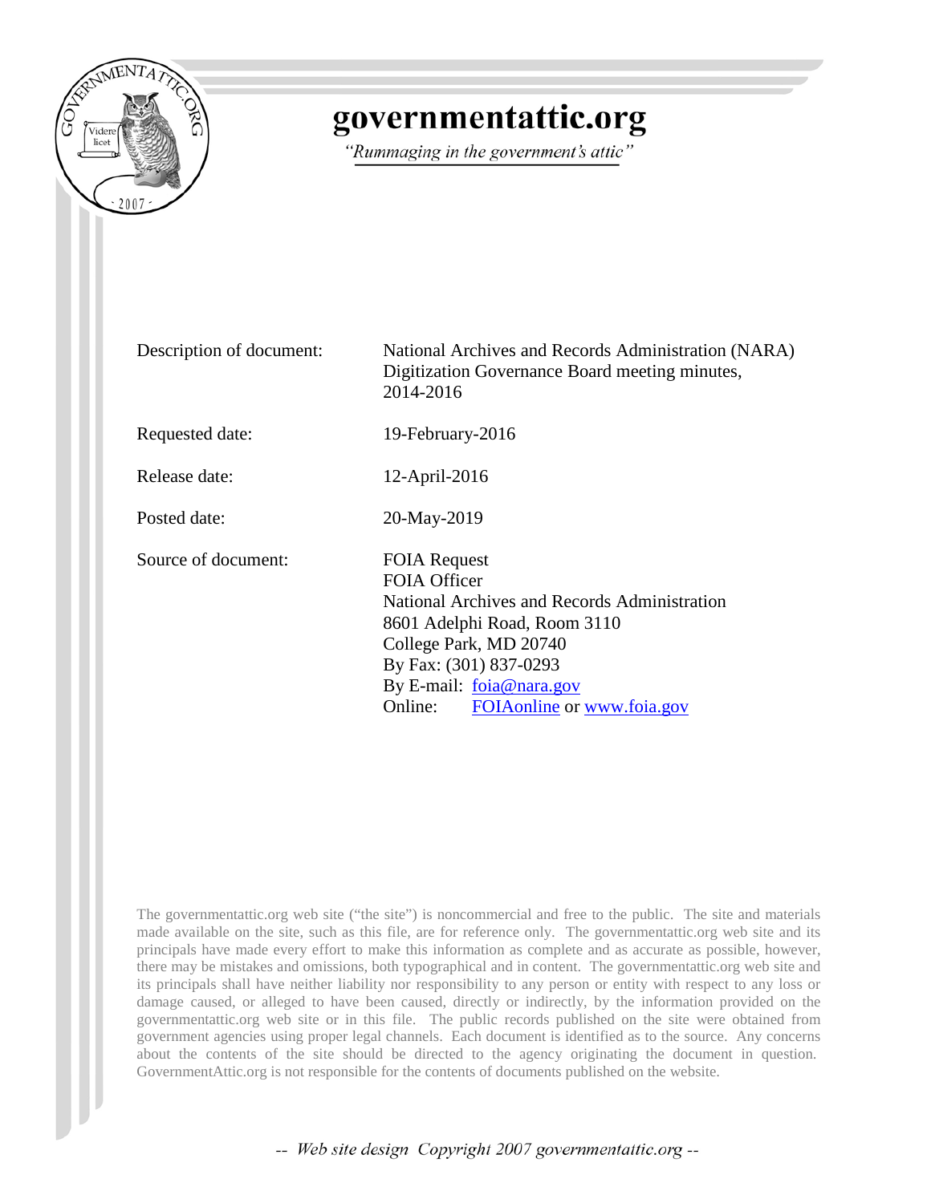# governmentattic.org

*"Rummaging in the government's attic"*

| | |
|---|---|
| Description of document: | National Archives and Records Administration (NARA) Digitization Governance Board meeting minutes, 2014-2016 |
| Requested date: | 19-February-2016 |
| Release date: | 12-April-2016 |
| Posted date: | 20-May-2019 |
| Source of document: | FOIA Request<br>FOIA Officer<br>National Archives and Records Administration<br>8601 Adelphi Road, Room 3110<br>College Park, MD 20740<br>By Fax: (301) 837-0293<br>By E-mail: foia@nara.gov<br>Online: FOIAonline or www.foia.gov |

The governmentattic.org web site ("the site") is noncommercial and free to the public. The site and materials made available on the site, such as this file, are for reference only. The governmentattic.org web site and its principals have made every effort to make this information as complete and as accurate as possible, however, there may be mistakes and omissions, both typographical and in content. The governmentattic.org web site and its principals shall have neither liability nor responsibility to any person or entity with respect to any loss or damage caused, or alleged to have been caused, directly or indirectly, by the information provided on the governmentattic.org web site or in this file. The public records published on the site were obtained from government agencies using proper legal channels. Each document is identified as to the source. Any concerns about the contents of the site should be directed to the agency originating the document in question. GovernmentAttic.org is not responsible for the contents of documents published on the website.

*-- Web site design Copyright 2007 governmentattic.org --*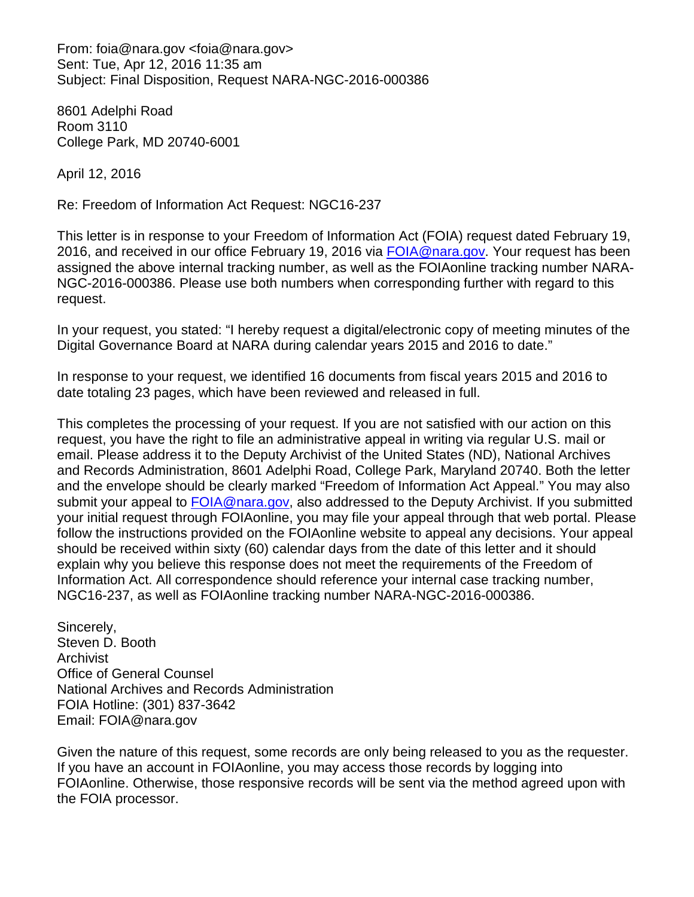From: foia@nara.gov <foia@nara.gov>
Sent: Tue, Apr 12, 2016 11:35 am
Subject: Final Disposition, Request NARA-NGC-2016-000386

8601 Adelphi Road
Room 3110
College Park, MD 20740-6001

April 12, 2016

Re: Freedom of Information Act Request: NGC16-237

This letter is in response to your Freedom of Information Act (FOIA) request dated February 19, 2016, and received in our office February 19, 2016 via FOIA@nara.gov. Your request has been assigned the above internal tracking number, as well as the FOIAonline tracking number NARA-NGC-2016-000386. Please use both numbers when corresponding further with regard to this request.

In your request, you stated: "I hereby request a digital/electronic copy of meeting minutes of the Digital Governance Board at NARA during calendar years 2015 and 2016 to date."

In response to your request, we identified 16 documents from fiscal years 2015 and 2016 to date totaling 23 pages, which have been reviewed and released in full.

This completes the processing of your request. If you are not satisfied with our action on this request, you have the right to file an administrative appeal in writing via regular U.S. mail or email. Please address it to the Deputy Archivist of the United States (ND), National Archives and Records Administration, 8601 Adelphi Road, College Park, Maryland 20740. Both the letter and the envelope should be clearly marked "Freedom of Information Act Appeal." You may also submit your appeal to FOIA@nara.gov, also addressed to the Deputy Archivist. If you submitted your initial request through FOIAonline, you may file your appeal through that web portal. Please follow the instructions provided on the FOIAonline website to appeal any decisions. Your appeal should be received within sixty (60) calendar days from the date of this letter and it should explain why you believe this response does not meet the requirements of the Freedom of Information Act. All correspondence should reference your internal case tracking number, NGC16-237, as well as FOIAonline tracking number NARA-NGC-2016-000386.

Sincerely,
Steven D. Booth
Archivist
Office of General Counsel
National Archives and Records Administration
FOIA Hotline: (301) 837-3642
Email: FOIA@nara.gov

Given the nature of this request, some records are only being released to you as the requester. If you have an account in FOIAonline, you may access those records by logging into FOIAonline. Otherwise, those responsive records will be sent via the method agreed upon with the FOIA processor.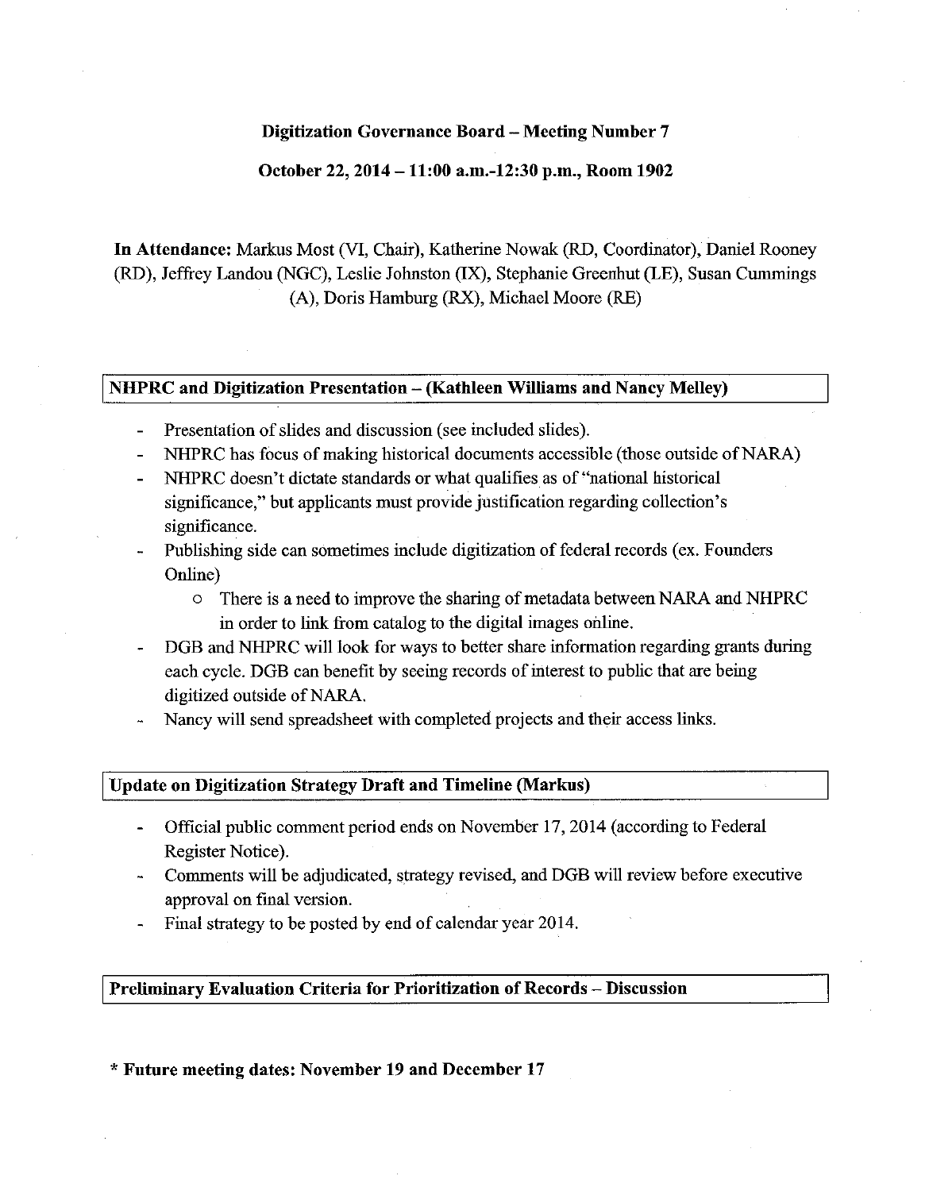**Digitization Governance Board – Meeting Number 7**

**October 22, 2014 – 11:00 a.m.-12:30 p.m., Room 1902**

**In Attendance:** Markus Most (VI, Chair), Katherine Nowak (RD, Coordinator), Daniel Rooney (RD), Jeffrey Landou (NGC), Leslie Johnston (IX), Stephanie Greenhut (LE), Susan Cummings (A), Doris Hamburg (RX), Michael Moore (RE)

## NHPRC and Digitization Presentation – (Kathleen Williams and Nancy Melley)

- Presentation of slides and discussion (see included slides).
- NHPRC has focus of making historical documents accessible (those outside of NARA)
- NHPRC doesn't dictate standards or what qualifies as of "national historical significance," but applicants must provide justification regarding collection's significance.
- Publishing side can sometimes include digitization of federal records (ex. Founders Online)
  - There is a need to improve the sharing of metadata between NARA and NHPRC in order to link from catalog to the digital images online.
- DGB and NHPRC will look for ways to better share information regarding grants during each cycle. DGB can benefit by seeing records of interest to public that are being digitized outside of NARA.
- Nancy will send spreadsheet with completed projects and their access links.

## Update on Digitization Strategy Draft and Timeline (Markus)

- Official public comment period ends on November 17, 2014 (according to Federal Register Notice).
- Comments will be adjudicated, strategy revised, and DGB will review before executive approval on final version.
- Final strategy to be posted by end of calendar year 2014.

## Preliminary Evaluation Criteria for Prioritization of Records – Discussion

**\* Future meeting dates: November 19 and December 17**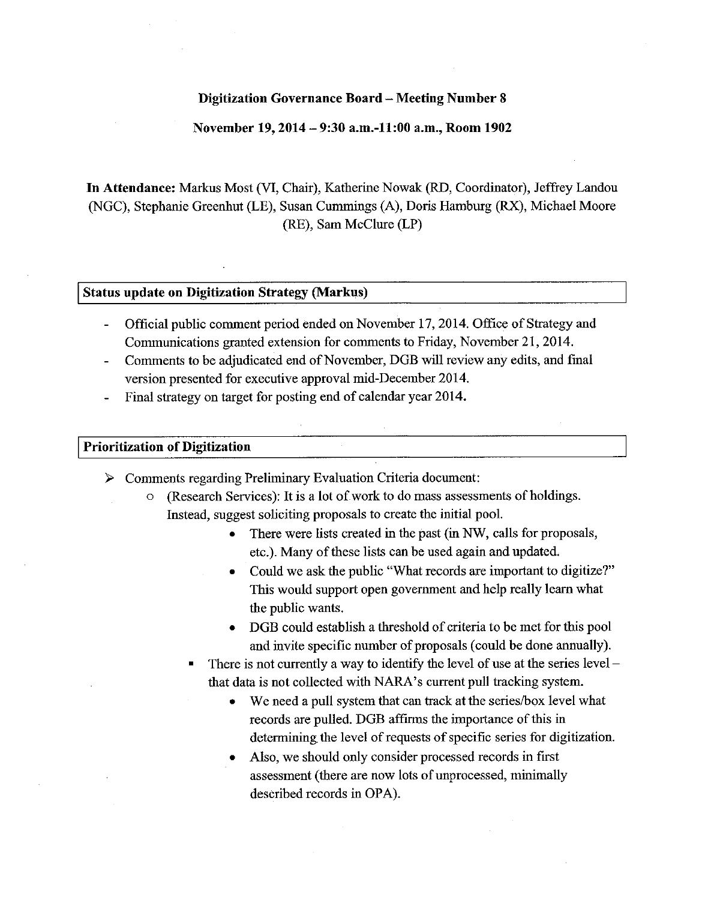**Digitization Governance Board – Meeting Number 8**

**November 19, 2014 – 9:30 a.m.-11:00 a.m., Room 1902**

**In Attendance:** Markus Most (VI, Chair), Katherine Nowak (RD, Coordinator), Jeffrey Landou (NGC), Stephanie Greenhut (LE), Susan Cummings (A), Doris Hamburg (RX), Michael Moore (RE), Sam McClure (LP)

| **Status update on Digitization Strategy (Markus)** |
|---|

- Official public comment period ended on November 17, 2014. Office of Strategy and Communications granted extension for comments to Friday, November 21, 2014.
- Comments to be adjudicated end of November, DGB will review any edits, and final version presented for executive approval mid-December 2014.
- Final strategy on target for posting end of calendar year 2014.

| **Prioritization of Digitization** |
|---|

- Comments regarding Preliminary Evaluation Criteria document:
  - (Research Services): It is a lot of work to do mass assessments of holdings. Instead, suggest soliciting proposals to create the initial pool.
    - There were lists created in the past (in NW, calls for proposals, etc.). Many of these lists can be used again and updated.
    - Could we ask the public "What records are important to digitize?" This would support open government and help really learn what the public wants.
    - DGB could establish a threshold of criteria to be met for this pool and invite specific number of proposals (could be done annually).
  - There is not currently a way to identify the level of use at the series level – that data is not collected with NARA's current pull tracking system.
    - We need a pull system that can track at the series/box level what records are pulled. DGB affirms the importance of this in determining the level of requests of specific series for digitization.
    - Also, we should only consider processed records in first assessment (there are now lots of unprocessed, minimally described records in OPA).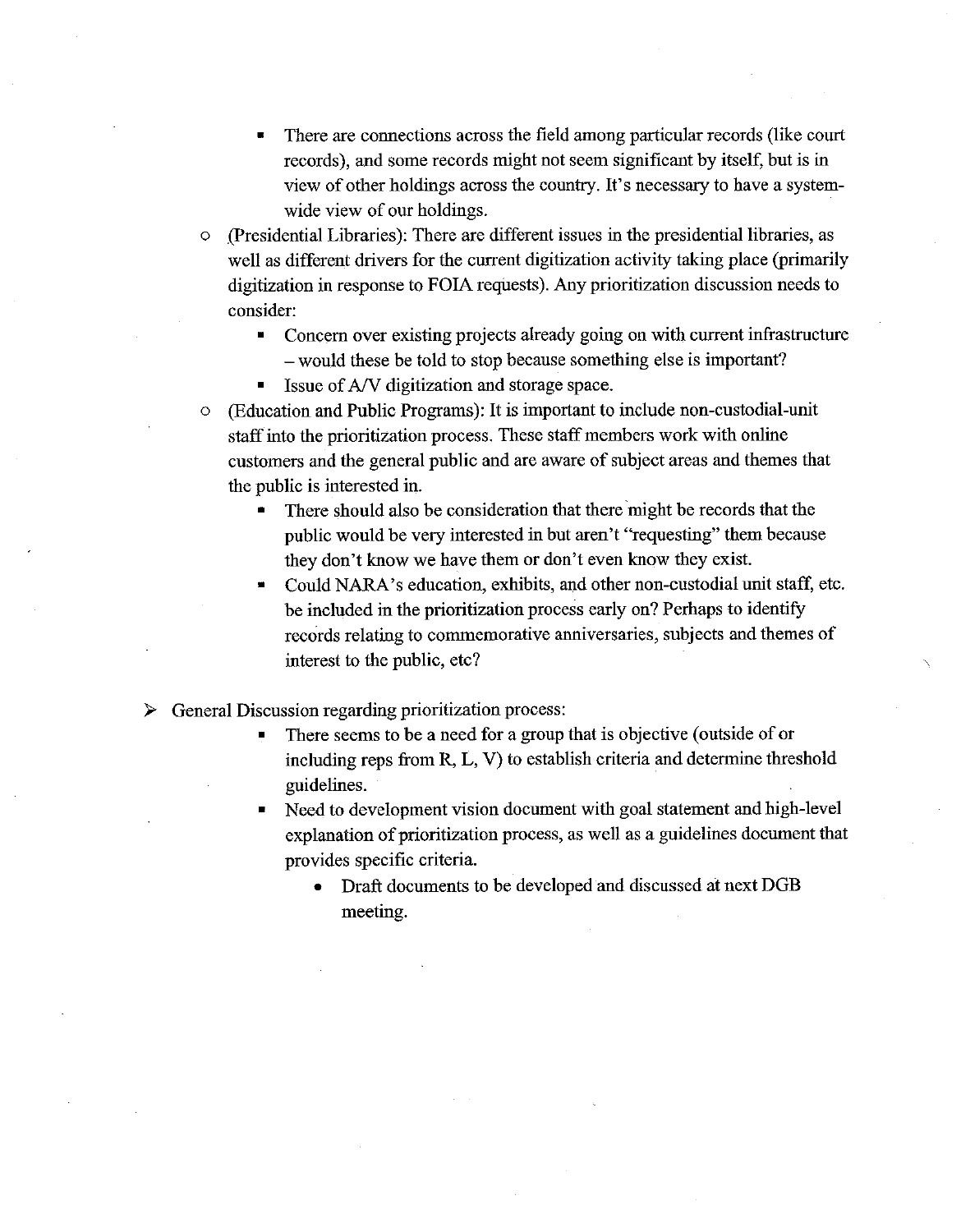- There are connections across the field among particular records (like court records), and some records might not seem significant by itself, but is in view of other holdings across the country. It's necessary to have a system-wide view of our holdings.
    - (Presidential Libraries): There are different issues in the presidential libraries, as well as different drivers for the current digitization activity taking place (primarily digitization in response to FOIA requests). Any prioritization discussion needs to consider:
        - Concern over existing projects already going on with current infrastructure – would these be told to stop because something else is important?
        - Issue of A/V digitization and storage space.
    - (Education and Public Programs): It is important to include non-custodial-unit staff into the prioritization process. These staff members work with online customers and the general public and are aware of subject areas and themes that the public is interested in.
        - There should also be consideration that there might be records that the public would be very interested in but aren't "requesting" them because they don't know we have them or don't even know they exist.
        - Could NARA's education, exhibits, and other non-custodial unit staff, etc. be included in the prioritization process early on? Perhaps to identify records relating to commemorative anniversaries, subjects and themes of interest to the public, etc?

- General Discussion regarding prioritization process:
    - There seems to be a need for a group that is objective (outside of or including reps from R, L, V) to establish criteria and determine threshold guidelines.
    - Need to development vision document with goal statement and high-level explanation of prioritization process, as well as a guidelines document that provides specific criteria.
        - Draft documents to be developed and discussed at next DGB meeting.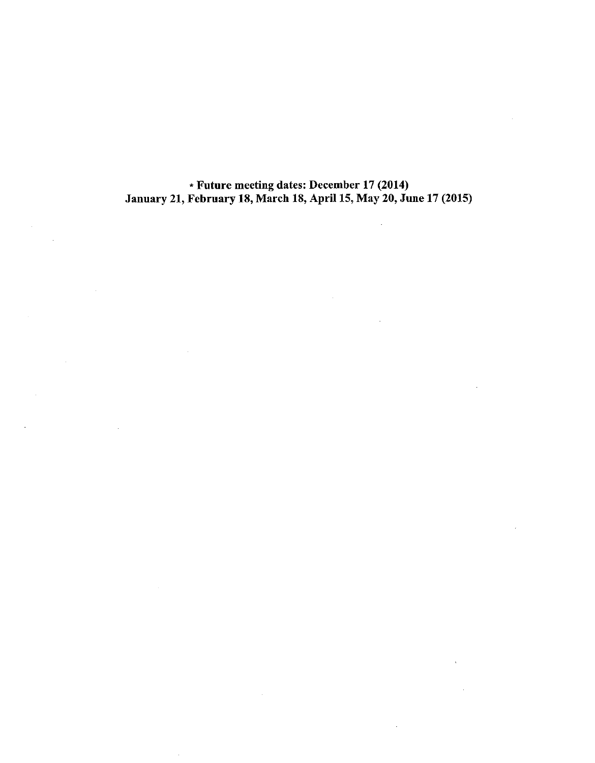**\* Future meeting dates: December 17 (2014)**
**January 21, February 18, March 18, April 15, May 20, June 17 (2015)**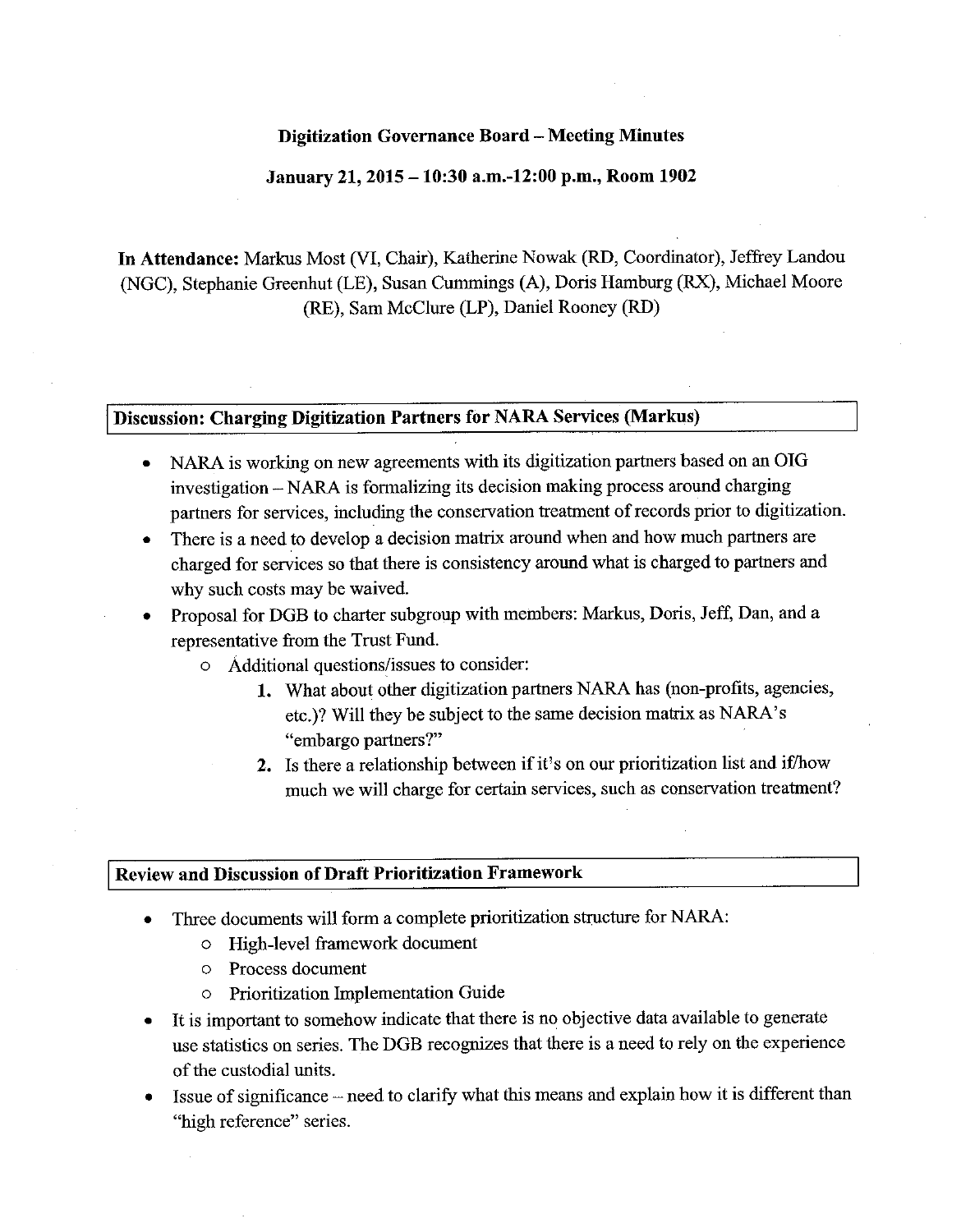**Digitization Governance Board – Meeting Minutes**

**January 21, 2015 – 10:30 a.m.-12:00 p.m., Room 1902**

**In Attendance:** Markus Most (VI, Chair), Katherine Nowak (RD, Coordinator), Jeffrey Landou (NGC), Stephanie Greenhut (LE), Susan Cummings (A), Doris Hamburg (RX), Michael Moore (RE), Sam McClure (LP), Daniel Rooney (RD)

## Discussion: Charging Digitization Partners for NARA Services (Markus)

- NARA is working on new agreements with its digitization partners based on an OIG investigation – NARA is formalizing its decision making process around charging partners for services, including the conservation treatment of records prior to digitization.
- There is a need to develop a decision matrix around when and how much partners are charged for services so that there is consistency around what is charged to partners and why such costs may be waived.
- Proposal for DGB to charter subgroup with members: Markus, Doris, Jeff, Dan, and a representative from the Trust Fund.
  - Additional questions/issues to consider:
    1. What about other digitization partners NARA has (non-profits, agencies, etc.)? Will they be subject to the same decision matrix as NARA's "embargo partners?"
    2. Is there a relationship between if it's on our prioritization list and if/how much we will charge for certain services, such as conservation treatment?

## Review and Discussion of Draft Prioritization Framework

- Three documents will form a complete prioritization structure for NARA:
  - High-level framework document
  - Process document
  - Prioritization Implementation Guide
- It is important to somehow indicate that there is no objective data available to generate use statistics on series. The DGB recognizes that there is a need to rely on the experience of the custodial units.
- Issue of significance – need to clarify what this means and explain how it is different than "high reference" series.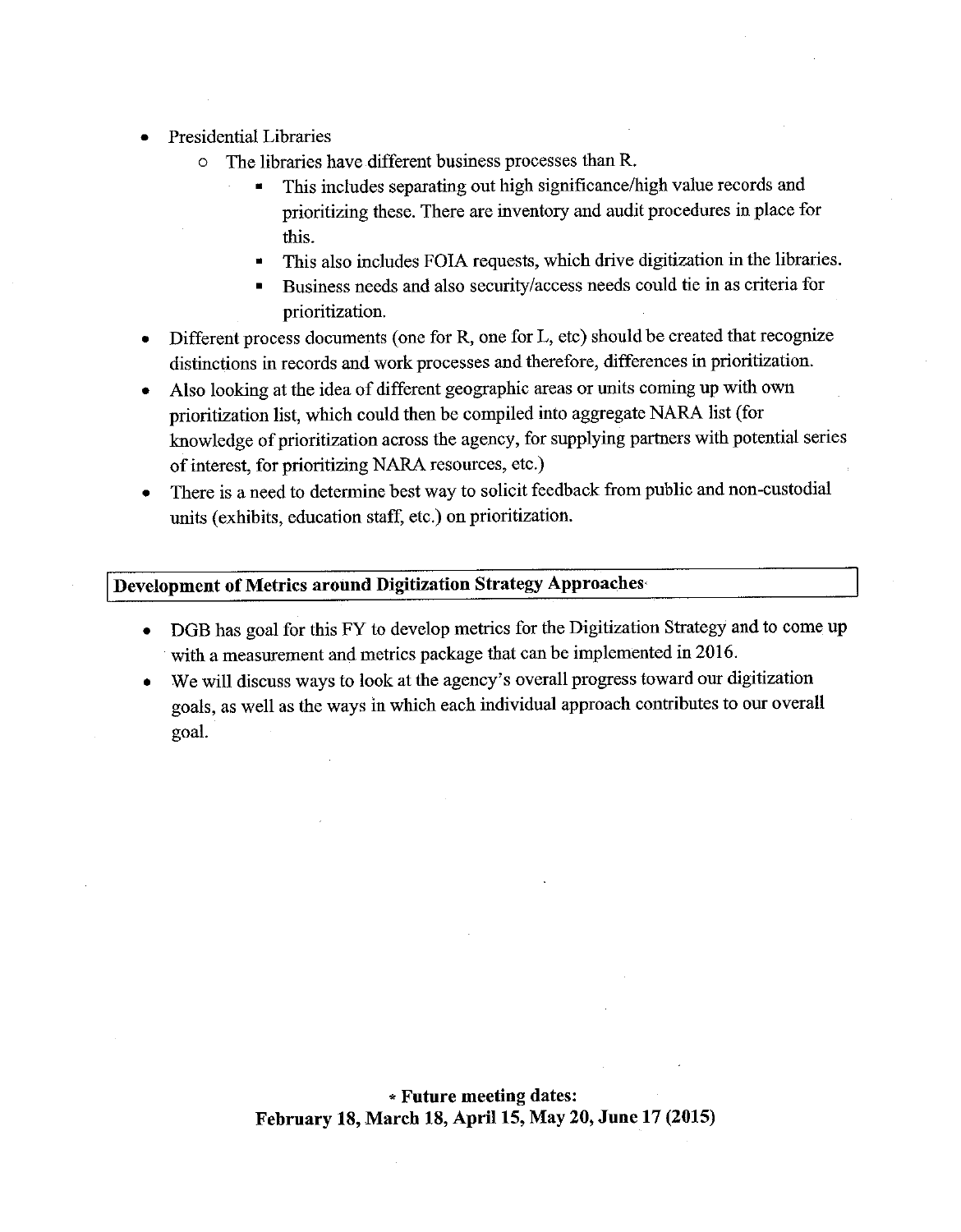- Presidential Libraries
  - The libraries have different business processes than R.
    - This includes separating out high significance/high value records and prioritizing these. There are inventory and audit procedures in place for this.
    - This also includes FOIA requests, which drive digitization in the libraries.
    - Business needs and also security/access needs could tie in as criteria for prioritization.
- Different process documents (one for R, one for L, etc) should be created that recognize distinctions in records and work processes and therefore, differences in prioritization.
- Also looking at the idea of different geographic areas or units coming up with own prioritization list, which could then be compiled into aggregate NARA list (for knowledge of prioritization across the agency, for supplying partners with potential series of interest, for prioritizing NARA resources, etc.)
- There is a need to determine best way to solicit feedback from public and non-custodial units (exhibits, education staff, etc.) on prioritization.

## Development of Metrics around Digitization Strategy Approaches

- DGB has goal for this FY to develop metrics for the Digitization Strategy and to come up with a measurement and metrics package that can be implemented in 2016.
- We will discuss ways to look at the agency's overall progress toward our digitization goals, as well as the ways in which each individual approach contributes to our overall goal.

**\* Future meeting dates:**
**February 18, March 18, April 15, May 20, June 17 (2015)**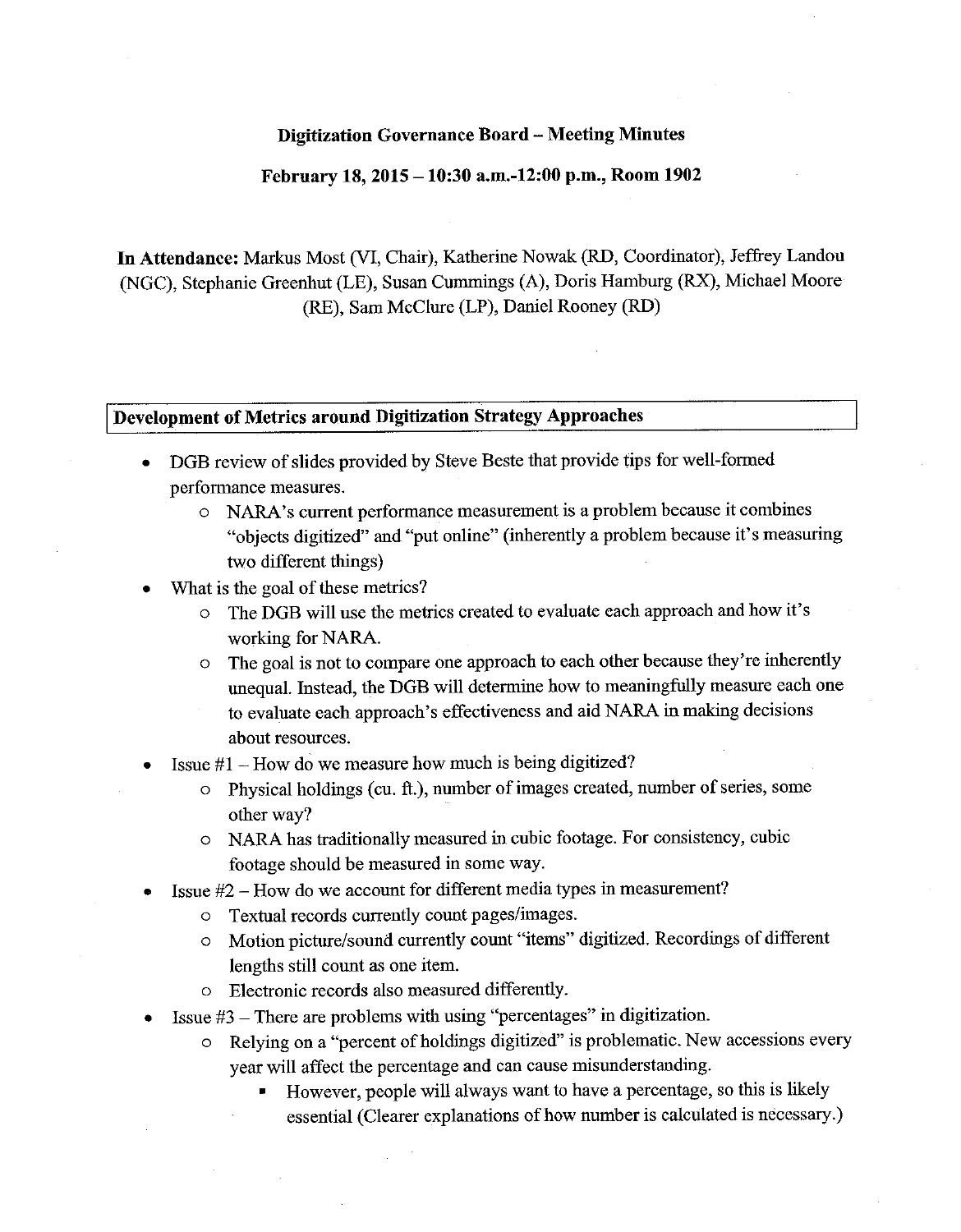**Digitization Governance Board – Meeting Minutes**

**February 18, 2015 – 10:30 a.m.-12:00 p.m., Room 1902**

**In Attendance:** Markus Most (VI, Chair), Katherine Nowak (RD, Coordinator), Jeffrey Landou (NGC), Stephanie Greenhut (LE), Susan Cummings (A), Doris Hamburg (RX), Michael Moore (RE), Sam McClure (LP), Daniel Rooney (RD)

**Development of Metrics around Digitization Strategy Approaches**

- DGB review of slides provided by Steve Beste that provide tips for well-formed performance measures.
  - NARA's current performance measurement is a problem because it combines "objects digitized" and "put online" (inherently a problem because it's measuring two different things)
- What is the goal of these metrics?
  - The DGB will use the metrics created to evaluate each approach and how it's working for NARA.
  - The goal is not to compare one approach to each other because they're inherently unequal. Instead, the DGB will determine how to meaningfully measure each one to evaluate each approach's effectiveness and aid NARA in making decisions about resources.
- Issue #1 – How do we measure how much is being digitized?
  - Physical holdings (cu. ft.), number of images created, number of series, some other way?
  - NARA has traditionally measured in cubic footage. For consistency, cubic footage should be measured in some way.
- Issue #2 – How do we account for different media types in measurement?
  - Textual records currently count pages/images.
  - Motion picture/sound currently count "items" digitized. Recordings of different lengths still count as one item.
  - Electronic records also measured differently.
- Issue #3 – There are problems with using "percentages" in digitization.
  - Relying on a "percent of holdings digitized" is problematic. New accessions every year will affect the percentage and can cause misunderstanding.
    - However, people will always want to have a percentage, so this is likely essential (Clearer explanations of how number is calculated is necessary.)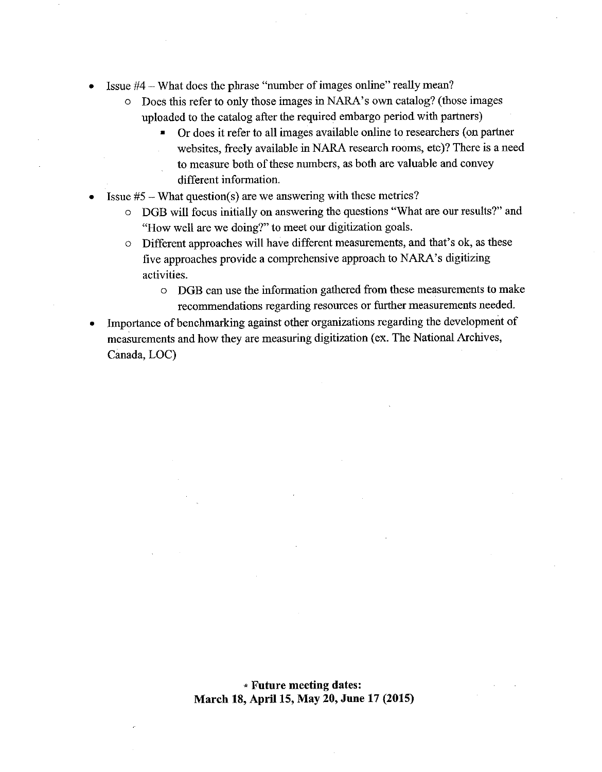- Issue #4 – What does the phrase "number of images online" really mean?
    - Does this refer to only those images in NARA's own catalog? (those images uploaded to the catalog after the required embargo period with partners)
        - Or does it refer to all images available online to researchers (on partner websites, freely available in NARA research rooms, etc)? There is a need to measure both of these numbers, as both are valuable and convey different information.
- Issue #5 – What question(s) are we answering with these metrics?
    - DGB will focus initially on answering the questions "What are our results?" and "How well are we doing?" to meet our digitization goals.
    - Different approaches will have different measurements, and that's ok, as these five approaches provide a comprehensive approach to NARA's digitizing activities.
        - DGB can use the information gathered from these measurements to make recommendations regarding resources or further measurements needed.
- Importance of benchmarking against other organizations regarding the development of measurements and how they are measuring digitization (ex. The National Archives, Canada, LOC)

**\* Future meeting dates:**
**March 18, April 15, May 20, June 17 (2015)**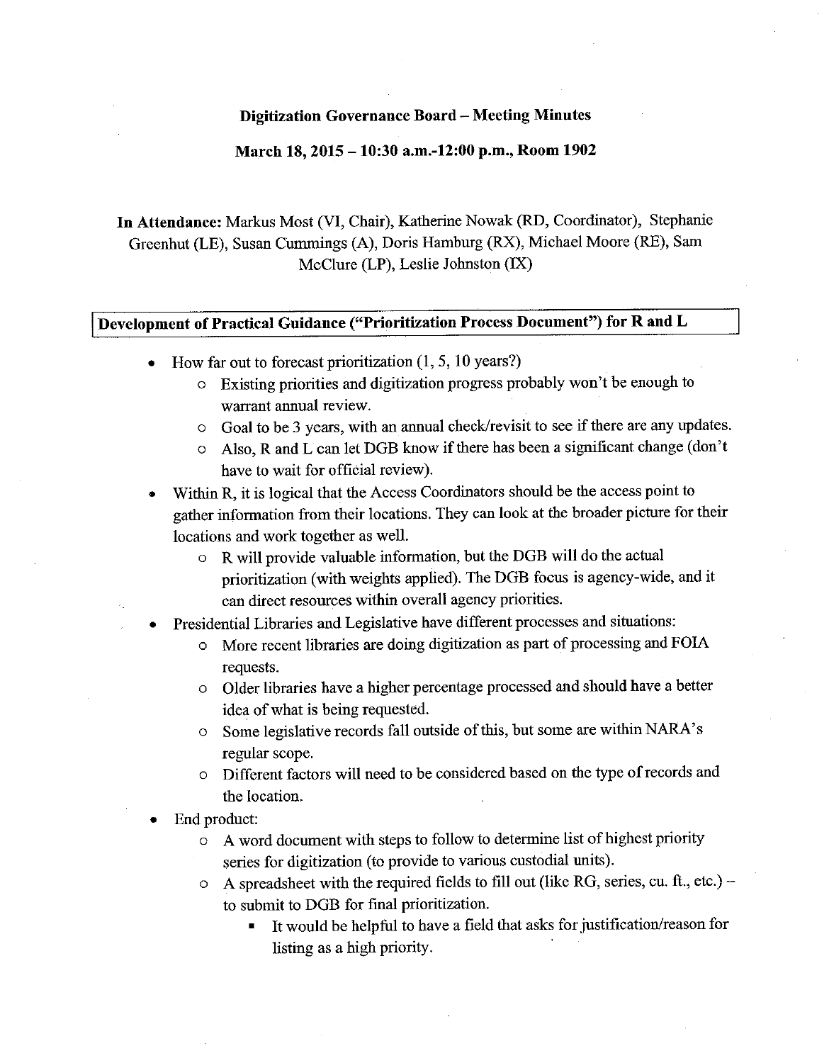**Digitization Governance Board – Meeting Minutes**

**March 18, 2015 – 10:30 a.m.-12:00 p.m., Room 1902**

**In Attendance:** Markus Most (VI, Chair), Katherine Nowak (RD, Coordinator), Stephanie Greenhut (LE), Susan Cummings (A), Doris Hamburg (RX), Michael Moore (RE), Sam McClure (LP), Leslie Johnston (IX)

## Development of Practical Guidance ("Prioritization Process Document") for R and L

- How far out to forecast prioritization (1, 5, 10 years?)
  - Existing priorities and digitization progress probably won't be enough to warrant annual review.
  - Goal to be 3 years, with an annual check/revisit to see if there are any updates.
  - Also, R and L can let DGB know if there has been a significant change (don't have to wait for official review).
- Within R, it is logical that the Access Coordinators should be the access point to gather information from their locations. They can look at the broader picture for their locations and work together as well.
  - R will provide valuable information, but the DGB will do the actual prioritization (with weights applied). The DGB focus is agency-wide, and it can direct resources within overall agency priorities.
- Presidential Libraries and Legislative have different processes and situations:
  - More recent libraries are doing digitization as part of processing and FOIA requests.
  - Older libraries have a higher percentage processed and should have a better idea of what is being requested.
  - Some legislative records fall outside of this, but some are within NARA's regular scope.
  - Different factors will need to be considered based on the type of records and the location.
- End product:
  - A word document with steps to follow to determine list of highest priority series for digitization (to provide to various custodial units).
  - A spreadsheet with the required fields to fill out (like RG, series, cu. ft., etc.) – to submit to DGB for final prioritization.
    - It would be helpful to have a field that asks for justification/reason for listing as a high priority.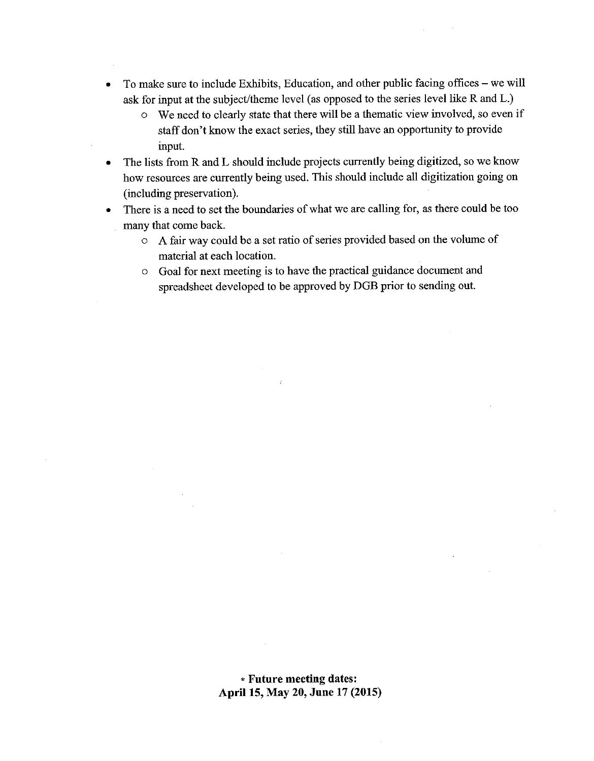- To make sure to include Exhibits, Education, and other public facing offices – we will ask for input at the subject/theme level (as opposed to the series level like R and L.)
  - We need to clearly state that there will be a thematic view involved, so even if staff don't know the exact series, they still have an opportunity to provide input.
- The lists from R and L should include projects currently being digitized, so we know how resources are currently being used. This should include all digitization going on (including preservation).
- There is a need to set the boundaries of what we are calling for, as there could be too many that come back.
  - A fair way could be a set ratio of series provided based on the volume of material at each location.
  - Goal for next meeting is to have the practical guidance document and spreadsheet developed to be approved by DGB prior to sending out.

**∗ Future meeting dates:**
**April 15, May 20, June 17 (2015)**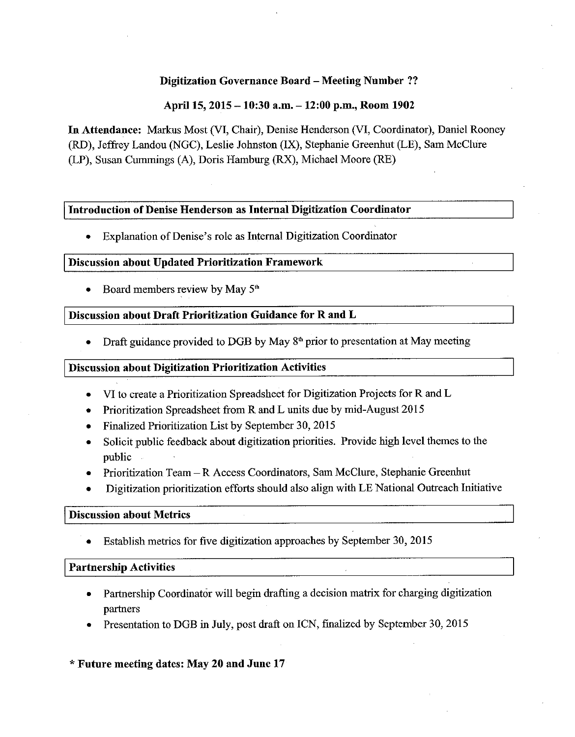**Digitization Governance Board – Meeting Number ??**

**April 15, 2015 – 10:30 a.m. – 12:00 p.m., Room 1902**

**In Attendance:** Markus Most (VI, Chair), Denise Henderson (VI, Coordinator), Daniel Rooney (RD), Jeffrey Landou (NGC), Leslie Johnston (IX), Stephanie Greenhut (LE), Sam McClure (LP), Susan Cummings (A), Doris Hamburg (RX), Michael Moore (RE)

**Introduction of Denise Henderson as Internal Digitization Coordinator**

- Explanation of Denise's role as Internal Digitization Coordinator

**Discussion about Updated Prioritization Framework**

- Board members review by May 5th

**Discussion about Draft Prioritization Guidance for R and L**

- Draft guidance provided to DGB by May 8th prior to presentation at May meeting

**Discussion about Digitization Prioritization Activities**

- VI to create a Prioritization Spreadsheet for Digitization Projects for R and L
- Prioritization Spreadsheet from R and L units due by mid-August 2015
- Finalized Prioritization List by September 30, 2015
- Solicit public feedback about digitization priorities. Provide high level themes to the public
- Prioritization Team – R Access Coordinators, Sam McClure, Stephanie Greenhut
- Digitization prioritization efforts should also align with LE National Outreach Initiative

**Discussion about Metrics**

- Establish metrics for five digitization approaches by September 30, 2015

**Partnership Activities**

- Partnership Coordinator will begin drafting a decision matrix for charging digitization partners
- Presentation to DGB in July, post draft on ICN, finalized by September 30, 2015

**\* Future meeting dates: May 20 and June 17**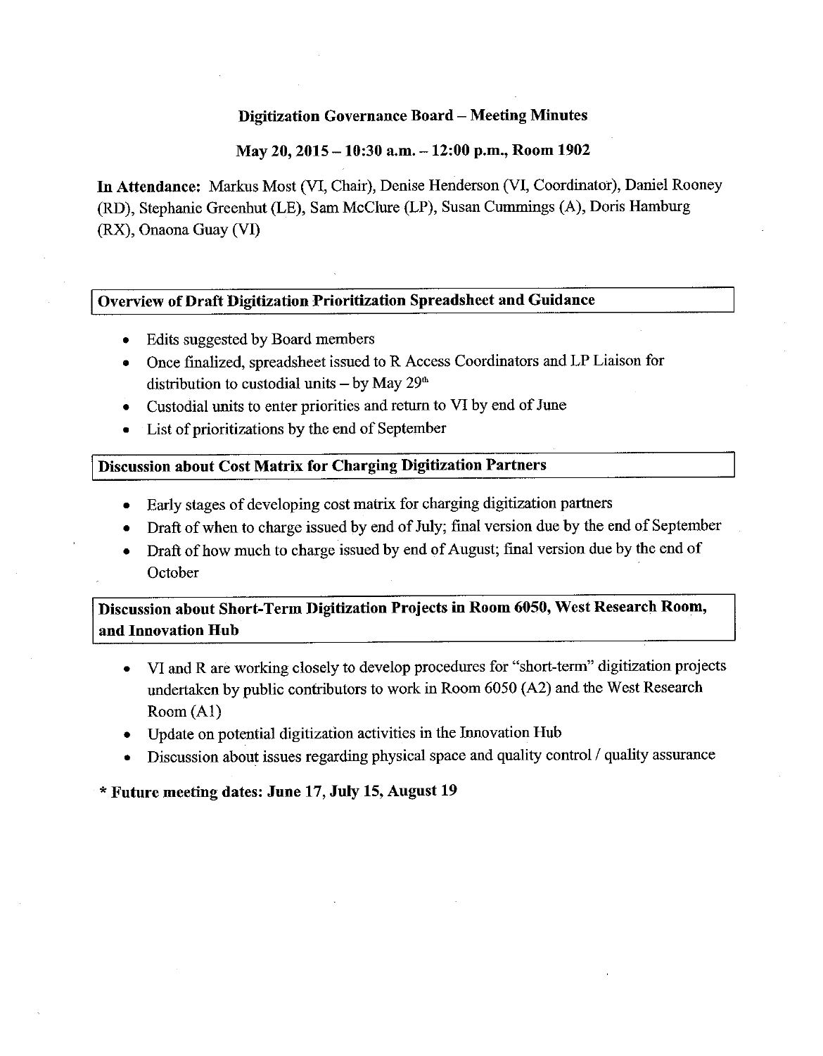**Digitization Governance Board – Meeting Minutes**

**May 20, 2015 – 10:30 a.m. – 12:00 p.m., Room 1902**

**In Attendance:** Markus Most (VI, Chair), Denise Henderson (VI, Coordinator), Daniel Rooney (RD), Stephanie Greenhut (LE), Sam McClure (LP), Susan Cummings (A), Doris Hamburg (RX), Onaona Guay (VI)

**Overview of Draft Digitization Prioritization Spreadsheet and Guidance**

- Edits suggested by Board members
- Once finalized, spreadsheet issued to R Access Coordinators and LP Liaison for distribution to custodial units – by May 29th
- Custodial units to enter priorities and return to VI by end of June
- List of prioritizations by the end of September

**Discussion about Cost Matrix for Charging Digitization Partners**

- Early stages of developing cost matrix for charging digitization partners
- Draft of when to charge issued by end of July; final version due by the end of September
- Draft of how much to charge issued by end of August; final version due by the end of October

**Discussion about Short-Term Digitization Projects in Room 6050, West Research Room, and Innovation Hub**

- VI and R are working closely to develop procedures for "short-term" digitization projects undertaken by public contributors to work in Room 6050 (A2) and the West Research Room (A1)
- Update on potential digitization activities in the Innovation Hub
- Discussion about issues regarding physical space and quality control / quality assurance

**\* Future meeting dates: June 17, July 15, August 19**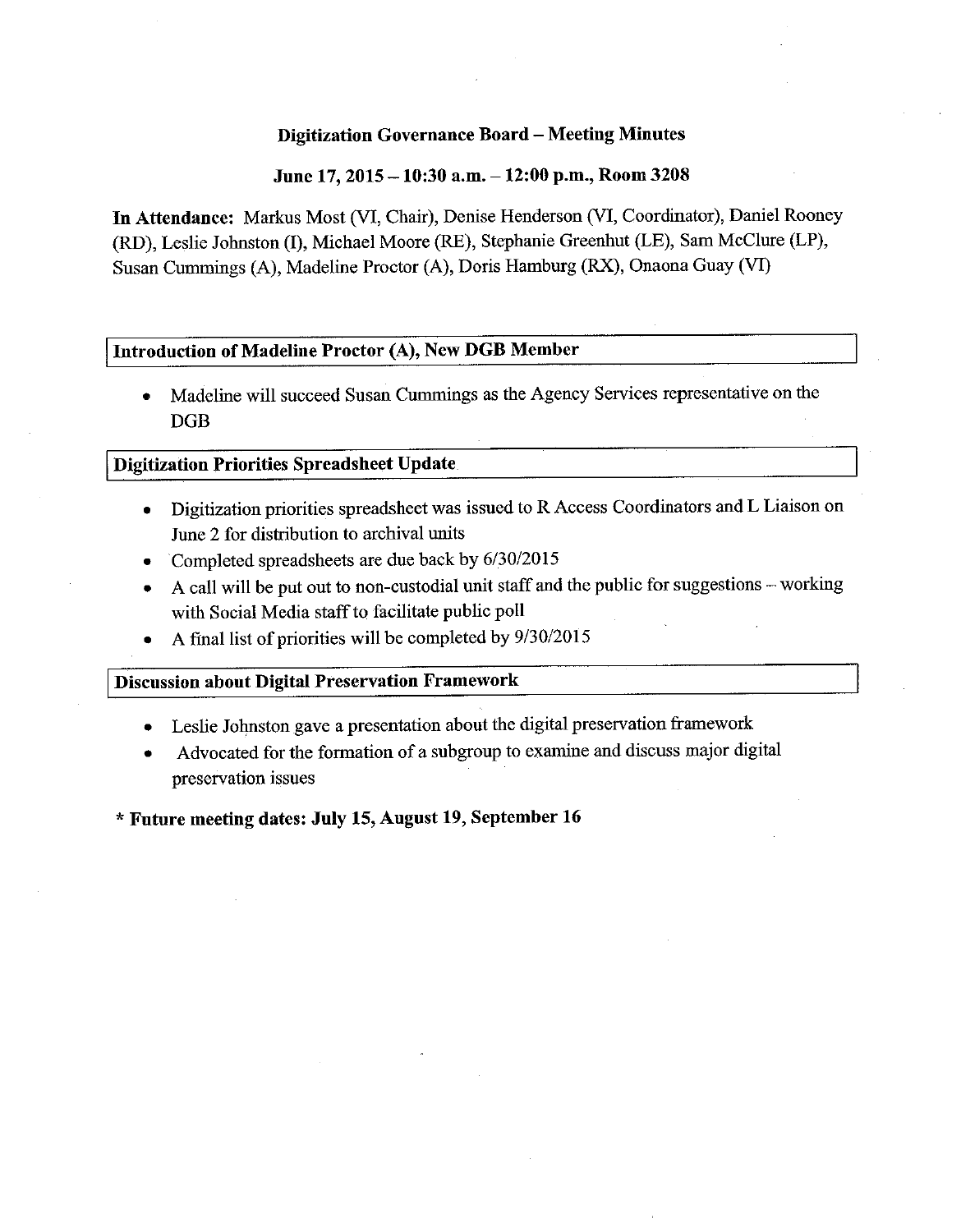**Digitization Governance Board – Meeting Minutes**

**June 17, 2015 – 10:30 a.m. – 12:00 p.m., Room 3208**

**In Attendance:** Markus Most (VI, Chair), Denise Henderson (VI, Coordinator), Daniel Rooney (RD), Leslie Johnston (I), Michael Moore (RE), Stephanie Greenhut (LE), Sam McClure (LP), Susan Cummings (A), Madeline Proctor (A), Doris Hamburg (RX), Onaona Guay (VI)

**Introduction of Madeline Proctor (A), New DGB Member**

- Madeline will succeed Susan Cummings as the Agency Services representative on the DGB

**Digitization Priorities Spreadsheet Update**

- Digitization priorities spreadsheet was issued to R Access Coordinators and L Liaison on June 2 for distribution to archival units
- Completed spreadsheets are due back by 6/30/2015
- A call will be put out to non-custodial unit staff and the public for suggestions – working with Social Media staff to facilitate public poll
- A final list of priorities will be completed by 9/30/2015

**Discussion about Digital Preservation Framework**

- Leslie Johnston gave a presentation about the digital preservation framework
- Advocated for the formation of a subgroup to examine and discuss major digital preservation issues

**\* Future meeting dates: July 15, August 19, September 16**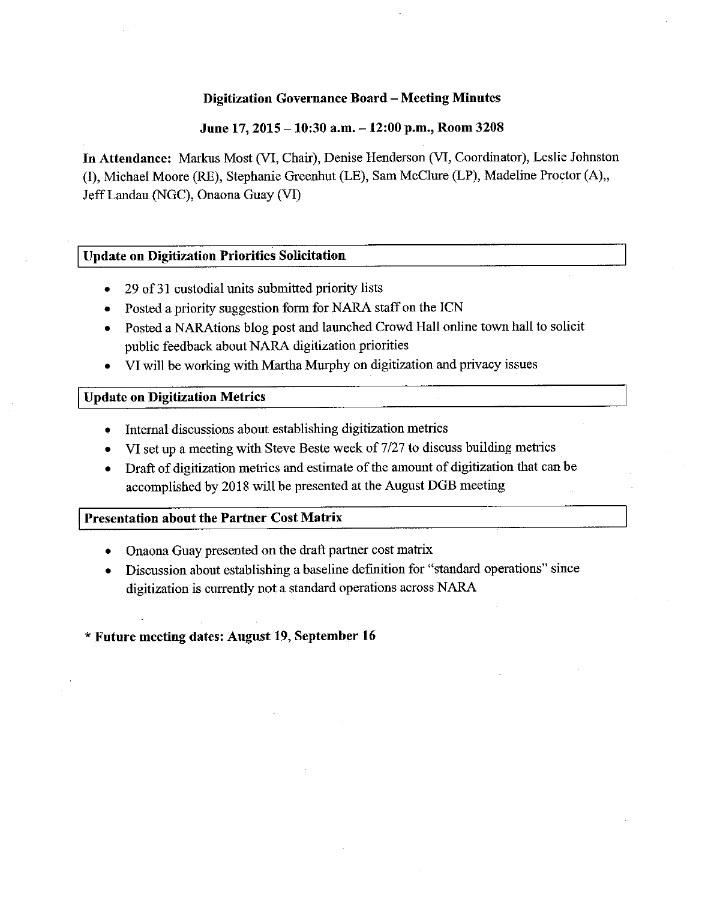## Digitization Governance Board – Meeting Minutes

### June 17, 2015 – 10:30 a.m. – 12:00 p.m., Room 3208

**In Attendance:** Markus Most (VI, Chair), Denise Henderson (VI, Coordinator), Leslie Johnston (I), Michael Moore (RE), Stephanie Greenhut (LE), Sam McClure (LP), Madeline Proctor (A),, Jeff Landau (NGC), Onaona Guay (VI)

### Update on Digitization Priorities Solicitation

- 29 of 31 custodial units submitted priority lists
- Posted a priority suggestion form for NARA staff on the ICN
- Posted a NARAtions blog post and launched Crowd Hall online town hall to solicit public feedback about NARA digitization priorities
- VI will be working with Martha Murphy on digitization and privacy issues

### Update on Digitization Metrics

- Internal discussions about establishing digitization metrics
- VI set up a meeting with Steve Beste week of 7/27 to discuss building metrics
- Draft of digitization metrics and estimate of the amount of digitization that can be accomplished by 2018 will be presented at the August DGB meeting

### Presentation about the Partner Cost Matrix

- Onaona Guay presented on the draft partner cost matrix
- Discussion about establishing a baseline definition for "standard operations" since digitization is currently not a standard operations across NARA

**\* Future meeting dates: August 19, September 16**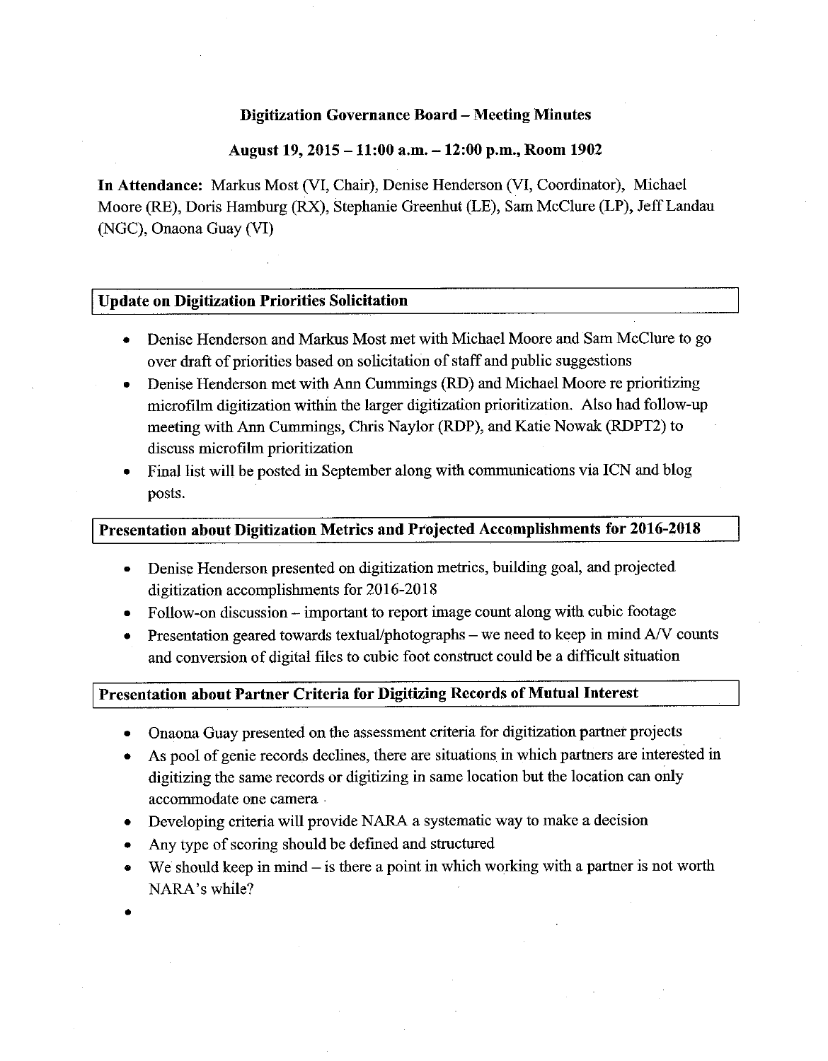# Digitization Governance Board – Meeting Minutes

## August 19, 2015 – 11:00 a.m. – 12:00 p.m., Room 1902

**In Attendance:** Markus Most (VI, Chair), Denise Henderson (VI, Coordinator), Michael Moore (RE), Doris Hamburg (RX), Stephanie Greenhut (LE), Sam McClure (LP), Jeff Landau (NGC), Onaona Guay (VI)

### Update on Digitization Priorities Solicitation

- Denise Henderson and Markus Most met with Michael Moore and Sam McClure to go over draft of priorities based on solicitation of staff and public suggestions
- Denise Henderson met with Ann Cummings (RD) and Michael Moore re prioritizing microfilm digitization within the larger digitization prioritization. Also had follow-up meeting with Ann Cummings, Chris Naylor (RDP), and Katie Nowak (RDPT2) to discuss microfilm prioritization
- Final list will be posted in September along with communications via ICN and blog posts.

### Presentation about Digitization Metrics and Projected Accomplishments for 2016-2018

- Denise Henderson presented on digitization metrics, building goal, and projected digitization accomplishments for 2016-2018
- Follow-on discussion – important to report image count along with cubic footage
- Presentation geared towards textual/photographs – we need to keep in mind A/V counts and conversion of digital files to cubic foot construct could be a difficult situation

### Presentation about Partner Criteria for Digitizing Records of Mutual Interest

- Onaona Guay presented on the assessment criteria for digitization partner projects
- As pool of genie records declines, there are situations in which partners are interested in digitizing the same records or digitizing in same location but the location can only accommodate one camera
- Developing criteria will provide NARA a systematic way to make a decision
- Any type of scoring should be defined and structured
- We should keep in mind – is there a point in which working with a partner is not worth NARA's while?
-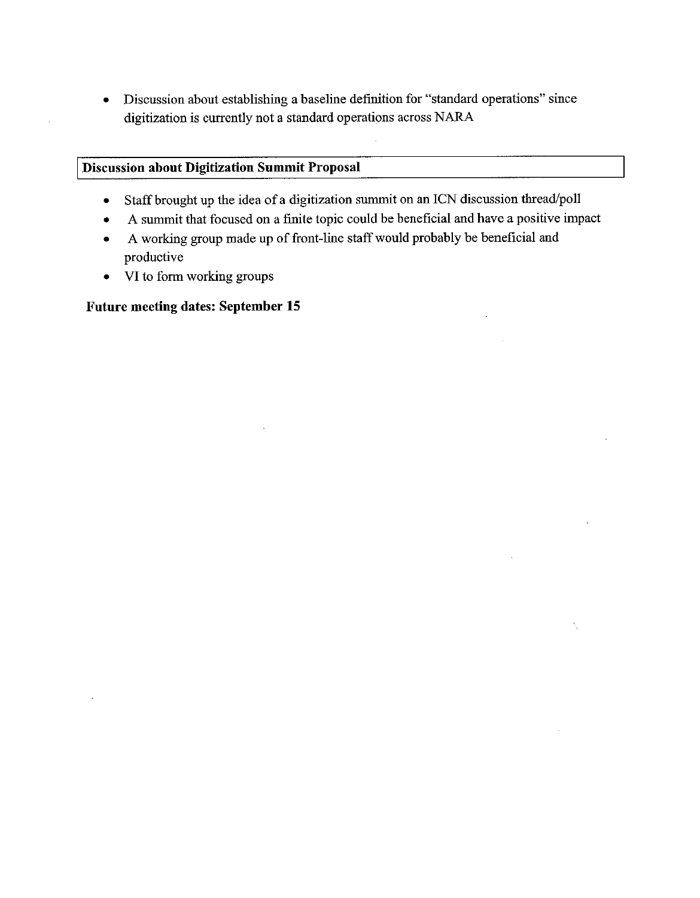- Discussion about establishing a baseline definition for "standard operations" since digitization is currently not a standard operations across NARA

## Discussion about Digitization Summit Proposal

- Staff brought up the idea of a digitization summit on an ICN discussion thread/poll
- A summit that focused on a finite topic could be beneficial and have a positive impact
- A working group made up of front-line staff would probably be beneficial and productive
- VI to form working groups

**Future meeting dates: September 15**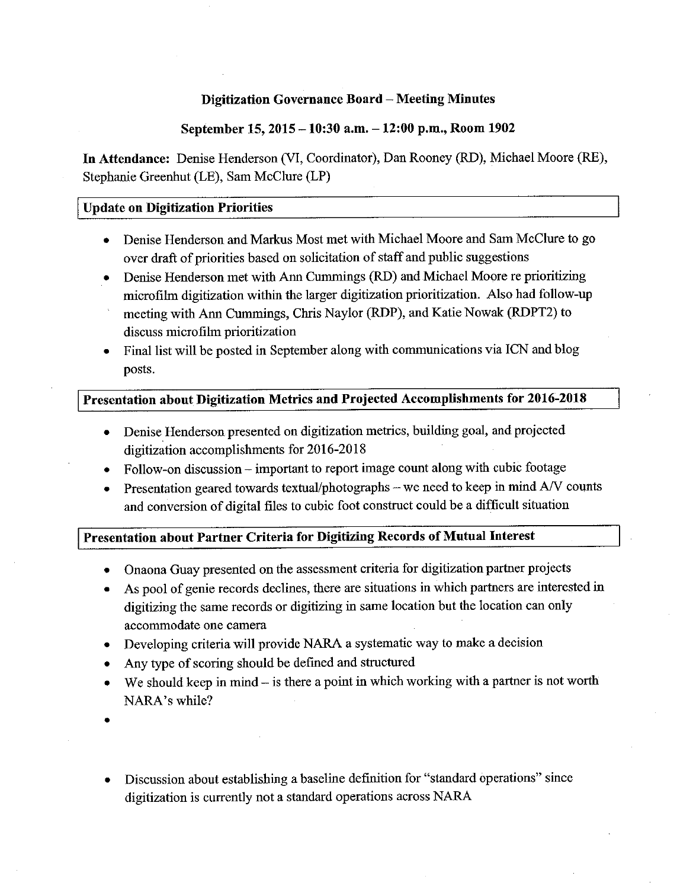**Digitization Governance Board – Meeting Minutes**

**September 15, 2015 – 10:30 a.m. – 12:00 p.m., Room 1902**

**In Attendance:** Denise Henderson (VI, Coordinator), Dan Rooney (RD), Michael Moore (RE), Stephanie Greenhut (LE), Sam McClure (LP)

**Update on Digitization Priorities**

- Denise Henderson and Markus Most met with Michael Moore and Sam McClure to go over draft of priorities based on solicitation of staff and public suggestions
- Denise Henderson met with Ann Cummings (RD) and Michael Moore re prioritizing microfilm digitization within the larger digitization prioritization. Also had follow-up meeting with Ann Cummings, Chris Naylor (RDP), and Katie Nowak (RDPT2) to discuss microfilm prioritization
- Final list will be posted in September along with communications via ICN and blog posts.

**Presentation about Digitization Metrics and Projected Accomplishments for 2016-2018**

- Denise Henderson presented on digitization metrics, building goal, and projected digitization accomplishments for 2016-2018
- Follow-on discussion – important to report image count along with cubic footage
- Presentation geared towards textual/photographs – we need to keep in mind A/V counts and conversion of digital files to cubic foot construct could be a difficult situation

**Presentation about Partner Criteria for Digitizing Records of Mutual Interest**

- Onaona Guay presented on the assessment criteria for digitization partner projects
- As pool of genie records declines, there are situations in which partners are interested in digitizing the same records or digitizing in same location but the location can only accommodate one camera
- Developing criteria will provide NARA a systematic way to make a decision
- Any type of scoring should be defined and structured
- We should keep in mind – is there a point in which working with a partner is not worth NARA's while?
- 

- Discussion about establishing a baseline definition for "standard operations" since digitization is currently not a standard operations across NARA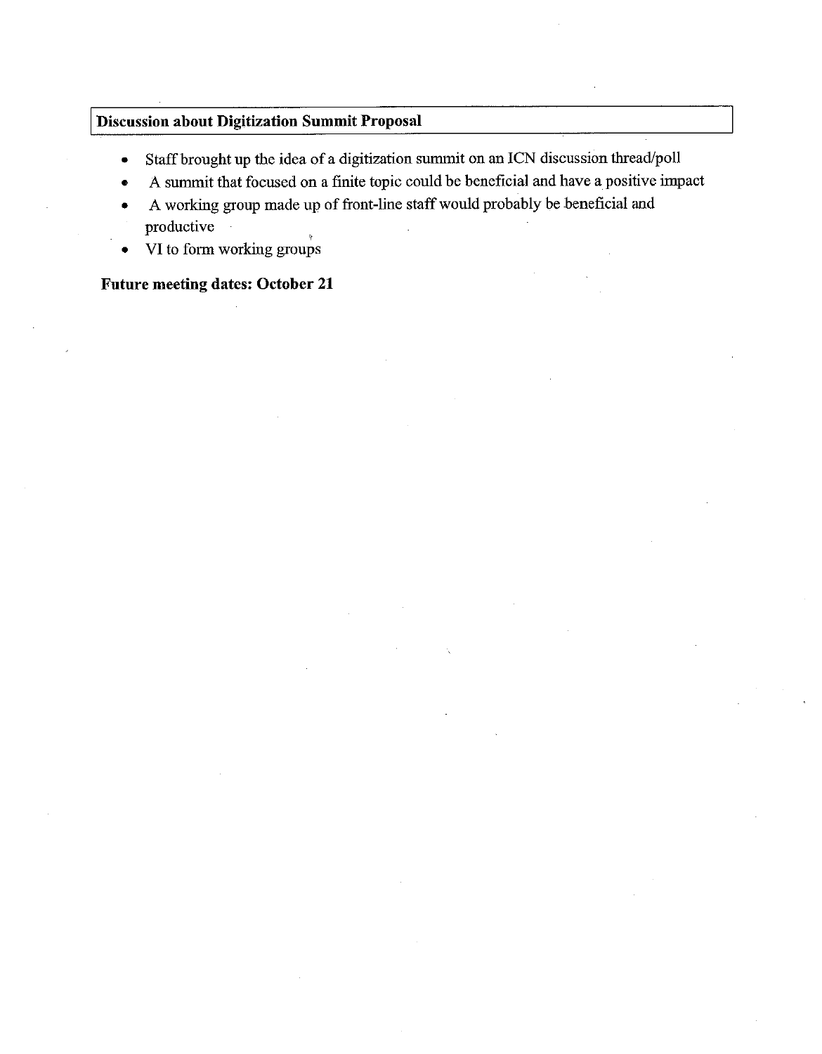**Discussion about Digitization Summit Proposal**

- Staff brought up the idea of a digitization summit on an ICN discussion thread/poll
- A summit that focused on a finite topic could be beneficial and have a positive impact
- A working group made up of front-line staff would probably be beneficial and productive
- VI to form working groups

**Future meeting dates: October 21**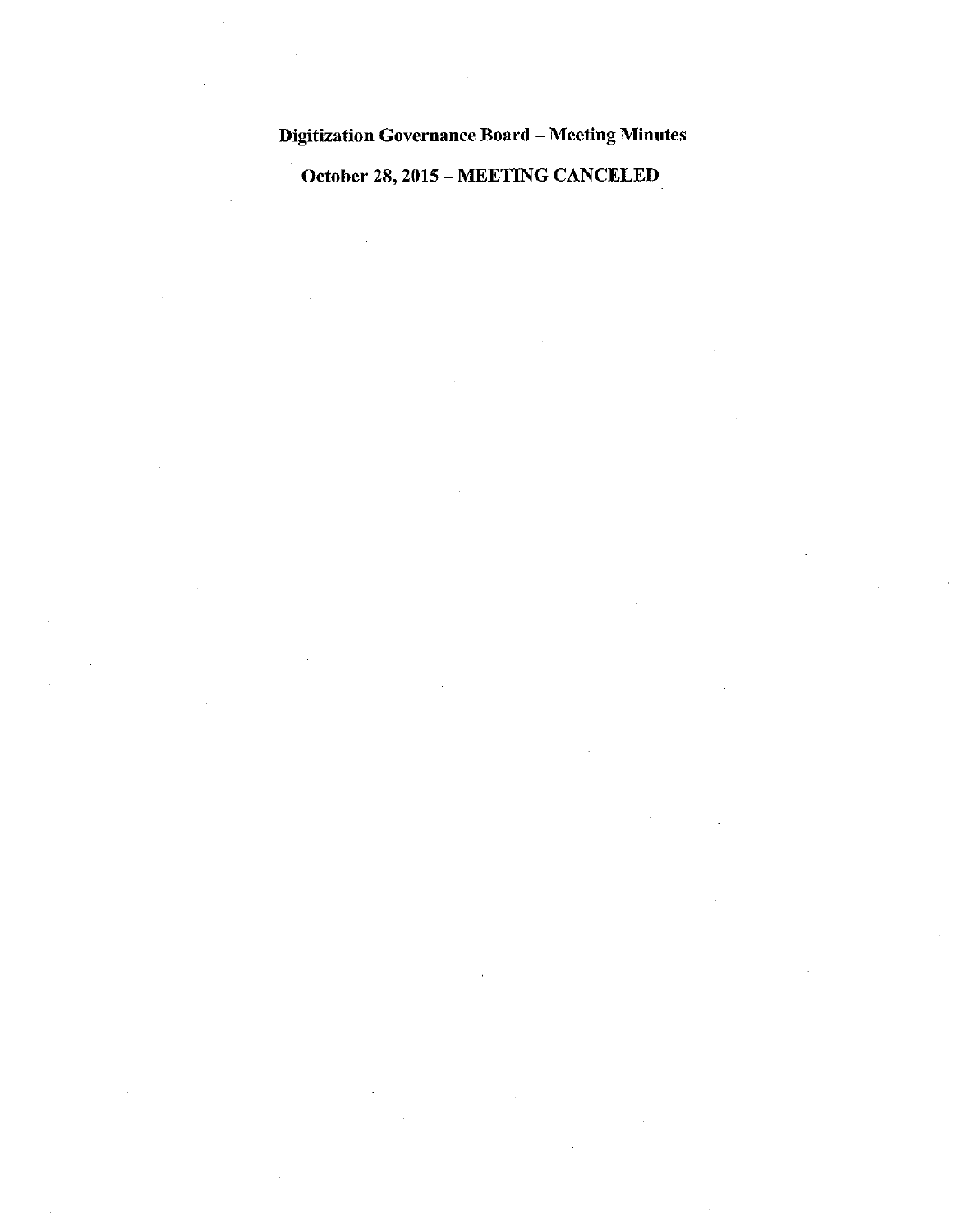# Digitization Governance Board – Meeting Minutes

## October 28, 2015 – MEETING CANCELED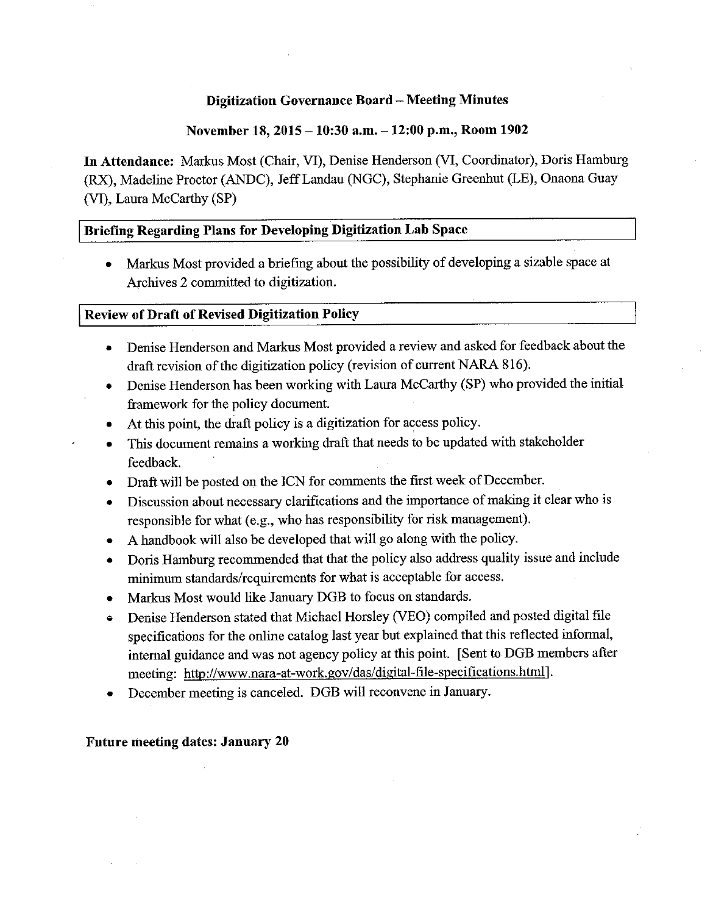# Digitization Governance Board – Meeting Minutes

## November 18, 2015 – 10:30 a.m. – 12:00 p.m., Room 1902

**In Attendance:** Markus Most (Chair, VI), Denise Henderson (VI, Coordinator), Doris Hamburg (RX), Madeline Proctor (ANDC), Jeff Landau (NGC), Stephanie Greenhut (LE), Onaona Guay (VI), Laura McCarthy (SP)

### Briefing Regarding Plans for Developing Digitization Lab Space

- Markus Most provided a briefing about the possibility of developing a sizable space at Archives 2 committed to digitization.

### Review of Draft of Revised Digitization Policy

- Denise Henderson and Markus Most provided a review and asked for feedback about the draft revision of the digitization policy (revision of current NARA 816).
- Denise Henderson has been working with Laura McCarthy (SP) who provided the initial framework for the policy document.
- At this point, the draft policy is a digitization for access policy.
- This document remains a working draft that needs to be updated with stakeholder feedback.
- Draft will be posted on the ICN for comments the first week of December.
- Discussion about necessary clarifications and the importance of making it clear who is responsible for what (e.g., who has responsibility for risk management).
- A handbook will also be developed that will go along with the policy.
- Doris Hamburg recommended that that the policy also address quality issue and include minimum standards/requirements for what is acceptable for access.
- Markus Most would like January DGB to focus on standards.
- Denise Henderson stated that Michael Horsley (VEO) compiled and posted digital file specifications for the online catalog last year but explained that this reflected informal, internal guidance and was not agency policy at this point. [Sent to DGB members after meeting: http://www.nara-at-work.gov/das/digital-file-specifications.html].
- December meeting is canceled. DGB will reconvene in January.

**Future meeting dates: January 20**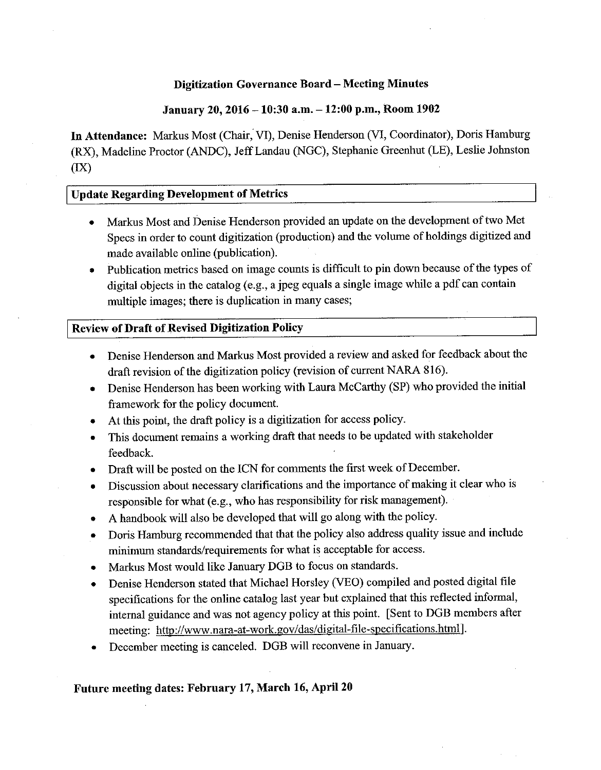**Digitization Governance Board – Meeting Minutes**

**January 20, 2016 – 10:30 a.m. – 12:00 p.m., Room 1902**

**In Attendance:** Markus Most (Chair, VI), Denise Henderson (VI, Coordinator), Doris Hamburg (RX), Madeline Proctor (ANDC), Jeff Landau (NGC), Stephanie Greenhut (LE), Leslie Johnston (IX)

## Update Regarding Development of Metrics

- Markus Most and Denise Henderson provided an update on the development of two Met Specs in order to count digitization (production) and the volume of holdings digitized and made available online (publication).
- Publication metrics based on image counts is difficult to pin down because of the types of digital objects in the catalog (e.g., a jpeg equals a single image while a pdf can contain multiple images; there is duplication in many cases;

## Review of Draft of Revised Digitization Policy

- Denise Henderson and Markus Most provided a review and asked for feedback about the draft revision of the digitization policy (revision of current NARA 816).
- Denise Henderson has been working with Laura McCarthy (SP) who provided the initial framework for the policy document.
- At this point, the draft policy is a digitization for access policy.
- This document remains a working draft that needs to be updated with stakeholder feedback.
- Draft will be posted on the ICN for comments the first week of December.
- Discussion about necessary clarifications and the importance of making it clear who is responsible for what (e.g., who has responsibility for risk management).
- A handbook will also be developed that will go along with the policy.
- Doris Hamburg recommended that that the policy also address quality issue and include minimum standards/requirements for what is acceptable for access.
- Markus Most would like January DGB to focus on standards.
- Denise Henderson stated that Michael Horsley (VEO) compiled and posted digital file specifications for the online catalog last year but explained that this reflected informal, internal guidance and was not agency policy at this point. [Sent to DGB members after meeting: http://www.nara-at-work.gov/das/digital-file-specifications.html].
- December meeting is canceled. DGB will reconvene in January.

**Future meeting dates: February 17, March 16, April 20**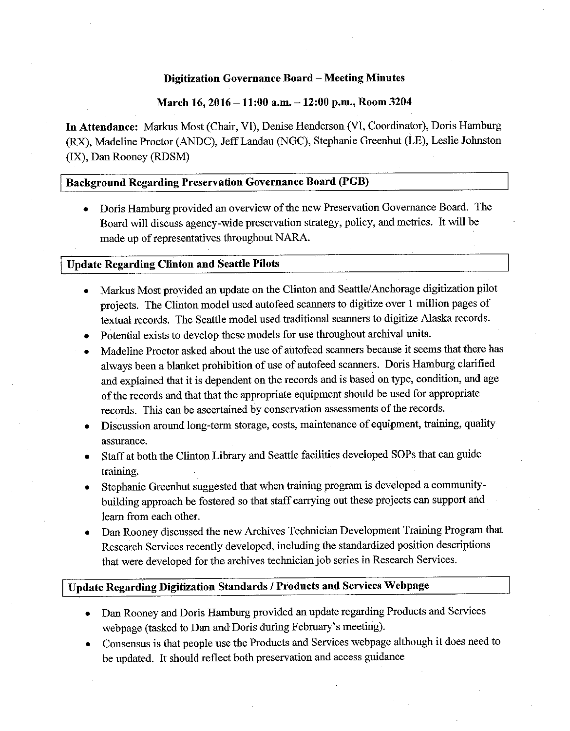**Digitization Governance Board – Meeting Minutes**

**March 16, 2016 – 11:00 a.m. – 12:00 p.m., Room 3204**

**In Attendance:** Markus Most (Chair, VI), Denise Henderson (VI, Coordinator), Doris Hamburg (RX), Madeline Proctor (ANDC), Jeff Landau (NGC), Stephanie Greenhut (LE), Leslie Johnston (IX), Dan Rooney (RDSM)

## Background Regarding Preservation Governance Board (PGB)

- Doris Hamburg provided an overview of the new Preservation Governance Board. The Board will discuss agency-wide preservation strategy, policy, and metrics. It will be made up of representatives throughout NARA.

## Update Regarding Clinton and Seattle Pilots

- Markus Most provided an update on the Clinton and Seattle/Anchorage digitization pilot projects. The Clinton model used autofeed scanners to digitize over 1 million pages of textual records. The Seattle model used traditional scanners to digitize Alaska records.
- Potential exists to develop these models for use throughout archival units.
- Madeline Proctor asked about the use of autofeed scanners because it seems that there has always been a blanket prohibition of use of autofeed scanners. Doris Hamburg clarified and explained that it is dependent on the records and is based on type, condition, and age of the records and that that the appropriate equipment should be used for appropriate records. This can be ascertained by conservation assessments of the records.
- Discussion around long-term storage, costs, maintenance of equipment, training, quality assurance.
- Staff at both the Clinton Library and Seattle facilities developed SOPs that can guide training.
- Stephanie Greenhut suggested that when training program is developed a community-building approach be fostered so that staff carrying out these projects can support and learn from each other.
- Dan Rooney discussed the new Archives Technician Development Training Program that Research Services recently developed, including the standardized position descriptions that were developed for the archives technician job series in Research Services.

## Update Regarding Digitization Standards / Products and Services Webpage

- Dan Rooney and Doris Hamburg provided an update regarding Products and Services webpage (tasked to Dan and Doris during February's meeting).
- Consensus is that people use the Products and Services webpage although it does need to be updated. It should reflect both preservation and access guidance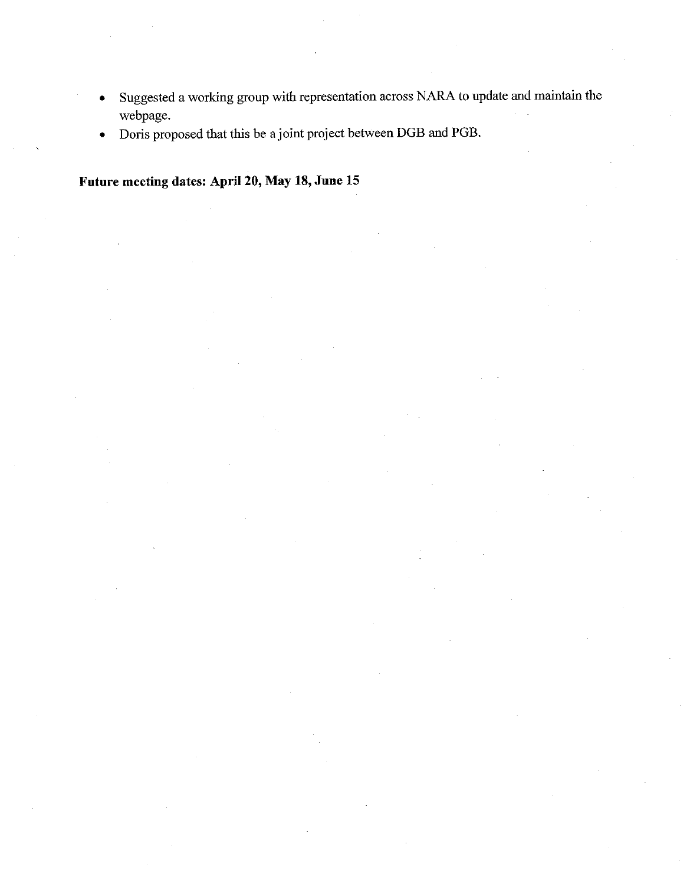- Suggested a working group with representation across NARA to update and maintain the webpage.
- Doris proposed that this be a joint project between DGB and PGB.

**Future meeting dates: April 20, May 18, June 15**